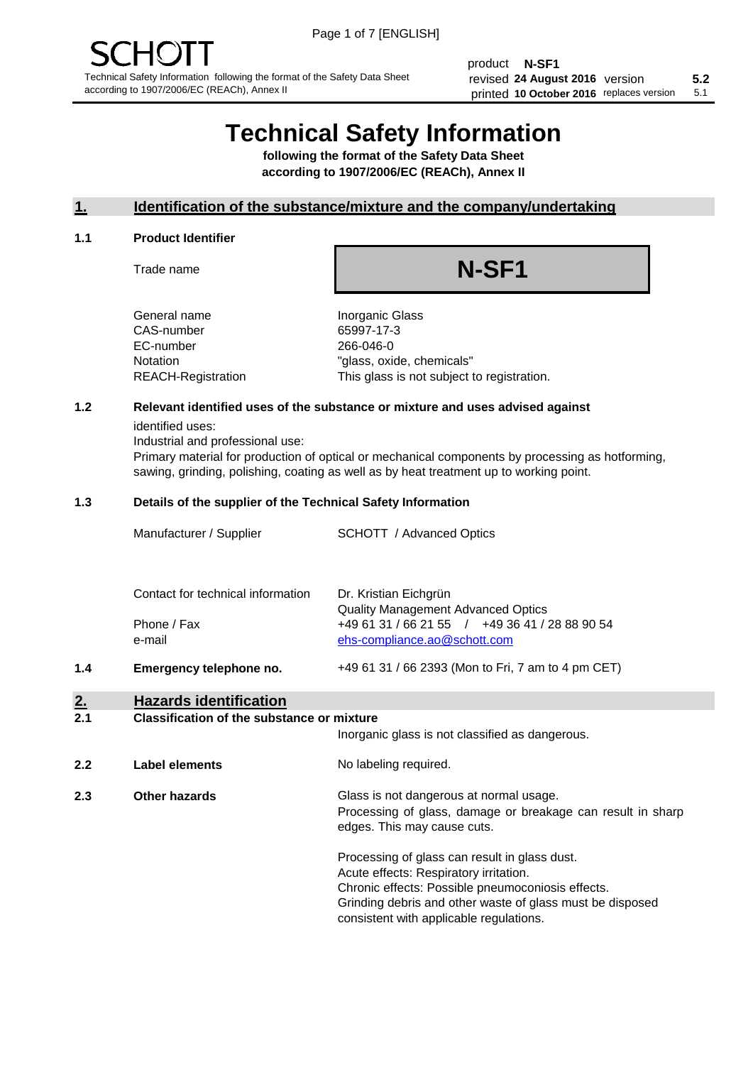SCHOTT

Technical Safety Information following the format of the Safety Data Sheet according to 1907/2006/EC (REACh), Annex II

product **N-SF1**
revised **24 August 2016** version **5.2**
printed **10 October 2016** replaces version 5.1

# Technical Safety Information

**following the format of the Safety Data Sheet according to 1907/2006/EC (REACh), Annex II**

## 1. Identification of the substance/mixture and the company/undertaking

### 1.1 Product Identifier

| | |
|---|---|
| Trade name | **N-SF1** |
| General name | Inorganic Glass |
| CAS-number | 65997-17-3 |
| EC-number | 266-046-0 |
| Notation | "glass, oxide, chemicals" |
| REACH-Registration | This glass is not subject to registration. |

### 1.2 Relevant identified uses of the substance or mixture and uses advised against

identified uses:
Industrial and professional use:
Primary material for production of optical or mechanical components by processing as hotforming, sawing, grinding, polishing, coating as well as by heat treatment up to working point.

### 1.3 Details of the supplier of the Technical Safety Information

| | |
|---|---|
| Manufacturer / Supplier | SCHOTT / Advanced Optics |
| Contact for technical information | Dr. Kristian Eichgrün<br>Quality Management Advanced Optics |
| Phone / Fax | +49 61 31 / 66 21 55 / +49 36 41 / 28 88 90 54 |
| e-mail | ehs-compliance.ao@schott.com |

### 1.4 Emergency telephone no.

+49 61 31 / 66 2393 (Mon to Fri, 7 am to 4 pm CET)

## 2. Hazards identification

### 2.1 Classification of the substance or mixture

Inorganic glass is not classified as dangerous.

### 2.2 Label elements

No labeling required.

### 2.3 Other hazards

Glass is not dangerous at normal usage.
Processing of glass, damage or breakage can result in sharp edges. This may cause cuts.

Processing of glass can result in glass dust.
Acute effects: Respiratory irritation.
Chronic effects: Possible pneumoconiosis effects.
Grinding debris and other waste of glass must be disposed consistent with applicable regulations.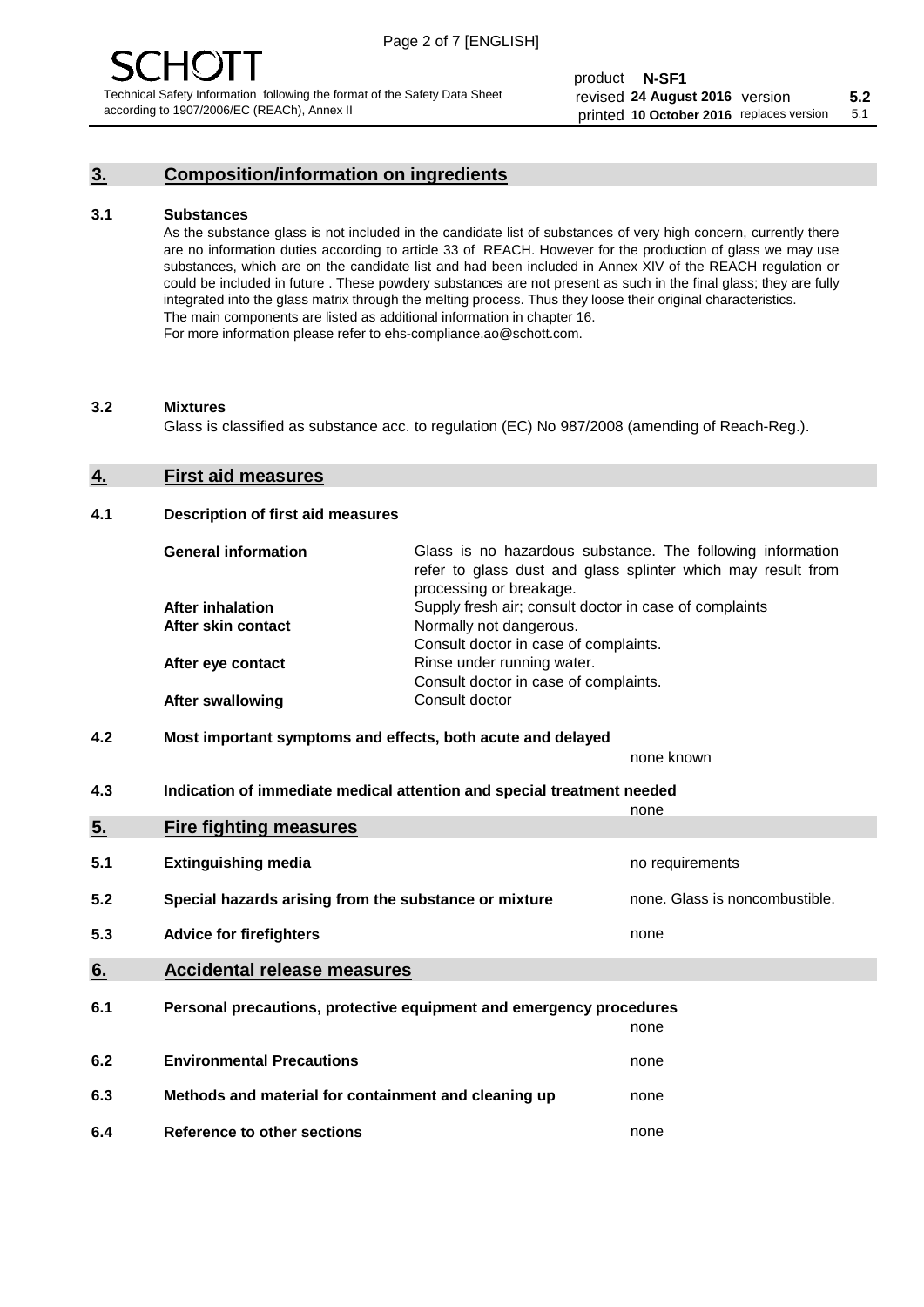## 3. Composition/information on ingredients

### 3.1 Substances

As the substance glass is not included in the candidate list of substances of very high concern, currently there are no information duties according to article 33 of REACH. However for the production of glass we may use substances, which are on the candidate list and had been included in Annex XIV of the REACH regulation or could be included in future . These powdery substances are not present as such in the final glass; they are fully integrated into the glass matrix through the melting process. Thus they loose their original characteristics. The main components are listed as additional information in chapter 16.
For more information please refer to ehs-compliance.ao@schott.com.

### 3.2 Mixtures

Glass is classified as substance acc. to regulation (EC) No 987/2008 (amending of Reach-Reg.).

## 4. First aid measures

### 4.1 Description of first aid measures

| | |
|---|---|
| **General information** | Glass is no hazardous substance. The following information refer to glass dust and glass splinter which may result from processing or breakage. |
| **After inhalation** | Supply fresh air; consult doctor in case of complaints |
| **After skin contact** | Normally not dangerous. Consult doctor in case of complaints. |
| **After eye contact** | Rinse under running water. Consult doctor in case of complaints. |
| **After swallowing** | Consult doctor |

### 4.2 Most important symptoms and effects, both acute and delayed

none known

### 4.3 Indication of immediate medical attention and special treatment needed

none

## 5. Fire fighting measures

| | | |
|---|---|---|
| 5.1 | **Extinguishing media** | no requirements |
| 5.2 | **Special hazards arising from the substance or mixture** | none. Glass is noncombustible. |
| 5.3 | **Advice for firefighters** | none |

## 6. Accidental release measures

| | | |
|---|---|---|
| 6.1 | **Personal precautions, protective equipment and emergency procedures** | none |
| 6.2 | **Environmental Precautions** | none |
| 6.3 | **Methods and material for containment and cleaning up** | none |
| 6.4 | **Reference to other sections** | none |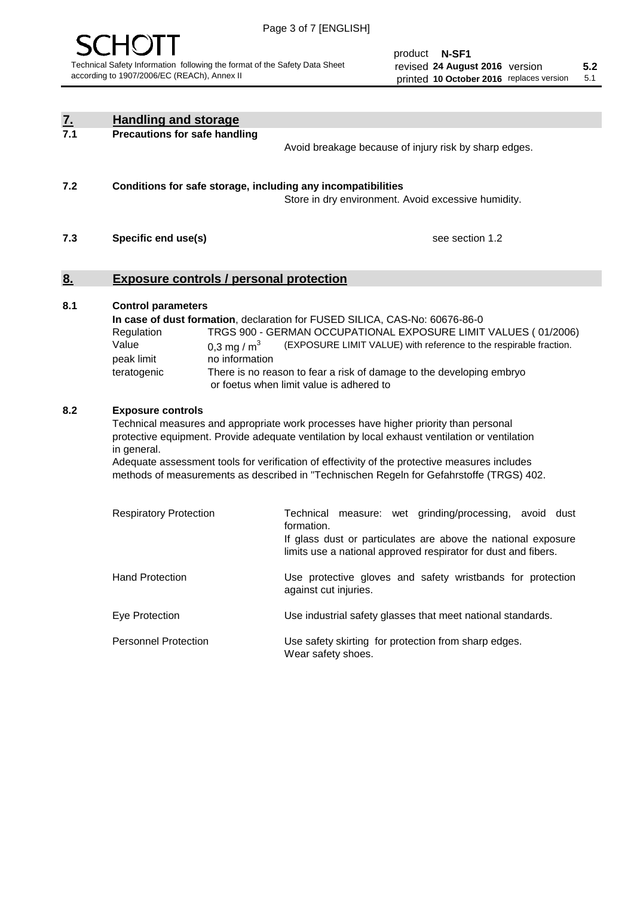## 7. Handling and storage

### 7.1 Precautions for safe handling

Avoid breakage because of injury risk by sharp edges.

### 7.2 Conditions for safe storage, including any incompatibilities

Store in dry environment. Avoid excessive humidity.

### 7.3 Specific end use(s)

see section 1.2

## 8. Exposure controls / personal protection

### 8.1 Control parameters

**In case of dust formation**, declaration for FUSED SILICA, CAS-No: 60676-86-0

| | |
|---|---|
| Regulation | TRGS 900 - GERMAN OCCUPATIONAL EXPOSURE LIMIT VALUES ( 01/2006) |
| Value | 0,3 mg / $m^3$ (EXPOSURE LIMIT VALUE) with reference to the respirable fraction. |
| peak limit | no information |
| teratogenic | There is no reason to fear a risk of damage to the developing embryo or foetus when limit value is adhered to |

### 8.2 Exposure controls

Technical measures and appropriate work processes have higher priority than personal protective equipment. Provide adequate ventilation by local exhaust ventilation or ventilation in general.

Adequate assessment tools for verification of effectivity of the protective measures includes methods of measurements as described in "Technischen Regeln for Gefahrstoffe (TRGS) 402.

| | |
|---|---|
| Respiratory Protection | Technical measure: wet grinding/processing, avoid dust formation. If glass dust or particulates are above the national exposure limits use a national approved respirator for dust and fibers. |
| Hand Protection | Use protective gloves and safety wristbands for protection against cut injuries. |
| Eye Protection | Use industrial safety glasses that meet national standards. |
| Personnel Protection | Use safety skirting for protection from sharp edges. Wear safety shoes. |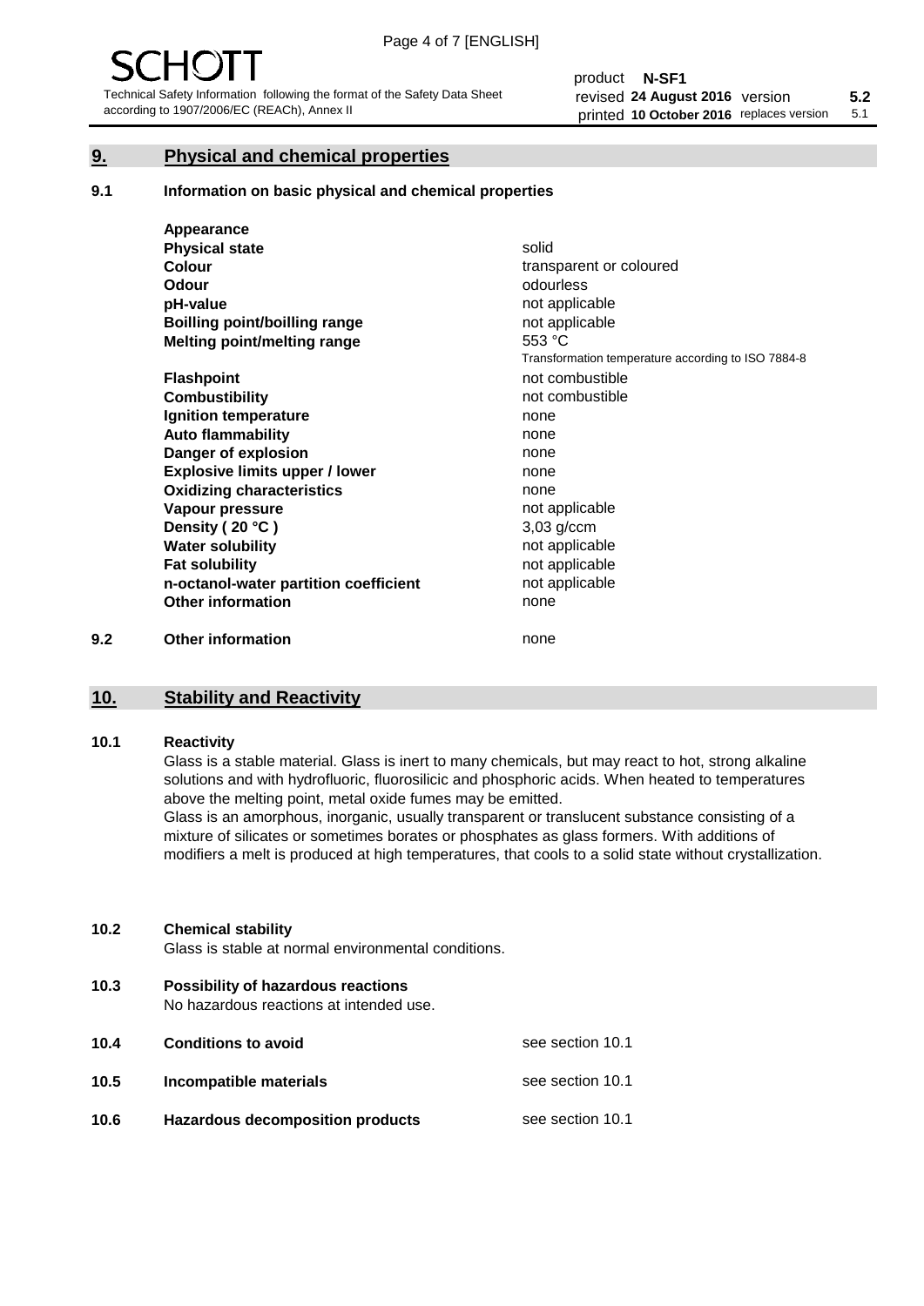## 9. Physical and chemical properties

### 9.1 Information on basic physical and chemical properties

| | |
|---|---|
| **Appearance** | |
| **Physical state** | solid |
| **Colour** | transparent or coloured |
| **Odour** | odourless |
| **pH-value** | not applicable |
| **Boilling point/boilling range** | not applicable |
| **Melting point/melting range** | 553 °C<br>Transformation temperature according to ISO 7884-8 |
| **Flashpoint** | not combustible |
| **Combustibility** | not combustible |
| **Ignition temperature** | none |
| **Auto flammability** | none |
| **Danger of explosion** | none |
| **Explosive limits upper / lower** | none |
| **Oxidizing characteristics** | none |
| **Vapour pressure** | not applicable |
| **Density ( 20 °C )** | 3,03 g/ccm |
| **Water solubility** | not applicable |
| **Fat solubility** | not applicable |
| **n-octanol-water partition coefficient** | not applicable |
| **Other information** | none |

### 9.2 Other information

none

## 10. Stability and Reactivity

### 10.1 Reactivity

Glass is a stable material. Glass is inert to many chemicals, but may react to hot, strong alkaline solutions and with hydrofluoric, fluorosilicic and phosphoric acids. When heated to temperatures above the melting point, metal oxide fumes may be emitted.

Glass is an amorphous, inorganic, usually transparent or translucent substance consisting of a mixture of silicates or sometimes borates or phosphates as glass formers. With additions of modifiers a melt is produced at high temperatures, that cools to a solid state without crystallization.

### 10.2 Chemical stability

Glass is stable at normal environmental conditions.

### 10.3 Possibility of hazardous reactions

No hazardous reactions at intended use.

### 10.4 Conditions to avoid

see section 10.1

### 10.5 Incompatible materials

see section 10.1

### 10.6 Hazardous decomposition products

see section 10.1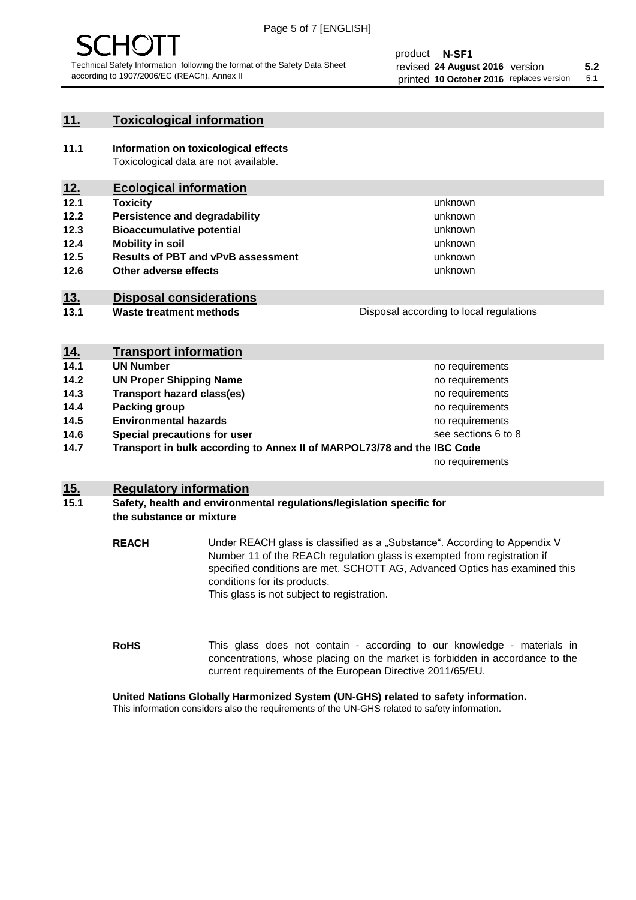## 11. Toxicological information

**11.1 Information on toxicological effects**
Toxicological data are not available.

## 12. Ecological information

| | | |
|---|---|---|
| **12.1** | **Toxicity** | unknown |
| **12.2** | **Persistence and degradability** | unknown |
| **12.3** | **Bioaccumulative potential** | unknown |
| **12.4** | **Mobility in soil** | unknown |
| **12.5** | **Results of PBT and vPvB assessment** | unknown |
| **12.6** | **Other adverse effects** | unknown |

## 13. Disposal considerations

| | | |
|---|---|---|
| **13.1** | **Waste treatment methods** | Disposal according to local regulations |

## 14. Transport information

| | | |
|---|---|---|
| **14.1** | **UN Number** | no requirements |
| **14.2** | **UN Proper Shipping Name** | no requirements |
| **14.3** | **Transport hazard class(es)** | no requirements |
| **14.4** | **Packing group** | no requirements |
| **14.5** | **Environmental hazards** | no requirements |
| **14.6** | **Special precautions for user** | see sections 6 to 8 |
| **14.7** | **Transport in bulk according to Annex II of MARPOL73/78 and the IBC Code** | no requirements |

## 15. Regulatory information

**15.1 Safety, health and environmental regulations/legislation specific for the substance or mixture**

**REACH** Under REACH glass is classified as a „Substance". According to Appendix V Number 11 of the REACh regulation glass is exempted from registration if specified conditions are met. SCHOTT AG, Advanced Optics has examined this conditions for its products.
This glass is not subject to registration.

**RoHS** This glass does not contain - according to our knowledge - materials in concentrations, whose placing on the market is forbidden in accordance to the current requirements of the European Directive 2011/65/EU.

**United Nations Globally Harmonized System (UN-GHS) related to safety information.**
This information considers also the requirements of the UN-GHS related to safety information.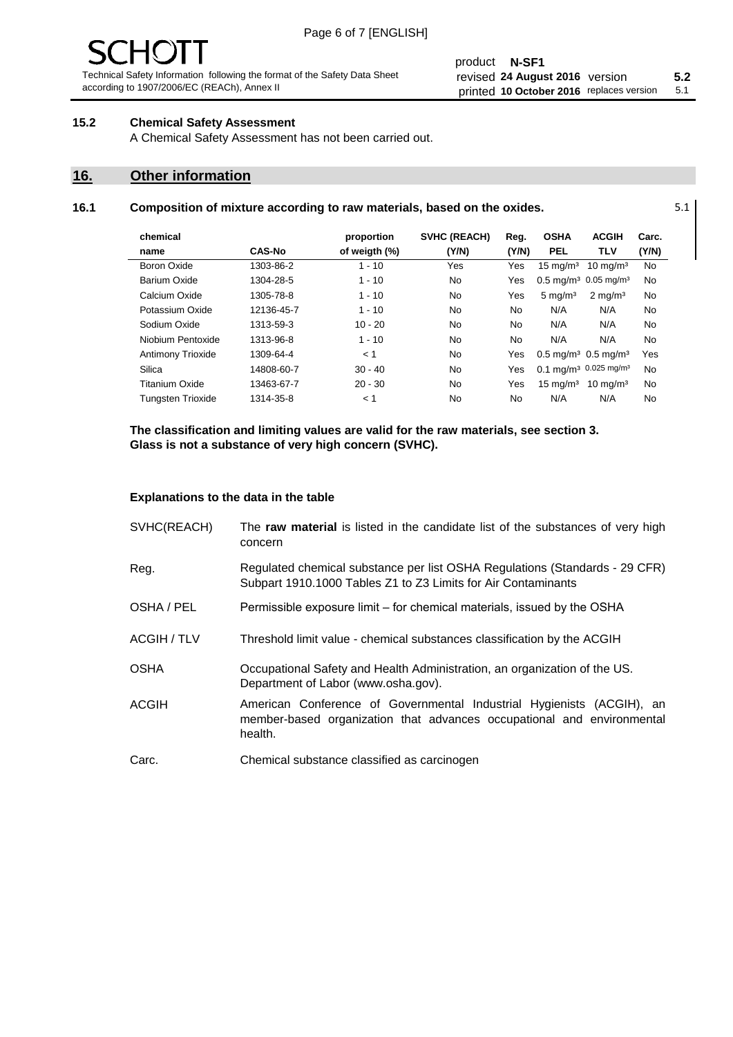### 15.2 Chemical Safety Assessment

A Chemical Safety Assessment has not been carried out.

## 16. Other information

### 16.1 Composition of mixture according to raw materials, based on the oxides.

5.1

| chemical name | CAS-No | proportion of weigth (%) | SVHC (REACH) (Y/N) | Reg. (Y/N) | OSHA PEL | ACGIH TLV | Carc. (Y/N) |
|---|---|---|---|---|---|---|---|
| Boron Oxide | 1303-86-2 | 1 - 10 | Yes | Yes | 15 mg/m³ | 10 mg/m³ | No |
| Barium Oxide | 1304-28-5 | 1 - 10 | No | Yes | 0.5 mg/m³ | 0.05 mg/m³ | No |
| Calcium Oxide | 1305-78-8 | 1 - 10 | No | Yes | 5 mg/m³ | 2 mg/m³ | No |
| Potassium Oxide | 12136-45-7 | 1 - 10 | No | No | N/A | N/A | No |
| Sodium Oxide | 1313-59-3 | 10 - 20 | No | No | N/A | N/A | No |
| Niobium Pentoxide | 1313-96-8 | 1 - 10 | No | No | N/A | N/A | No |
| Antimony Trioxide | 1309-64-4 | < 1 | No | Yes | 0.5 mg/m³ | 0.5 mg/m³ | Yes |
| Silica | 14808-60-7 | 30 - 40 | No | Yes | 0.1 mg/m³ | 0.025 mg/m³ | No |
| Titanium Oxide | 13463-67-7 | 20 - 30 | No | Yes | 15 mg/m³ | 10 mg/m³ | No |
| Tungsten Trioxide | 1314-35-8 | < 1 | No | No | N/A | N/A | No |

**The classification and limiting values are valid for the raw materials, see section 3.**
**Glass is not a substance of very high concern (SVHC).**

**Explanations to the data in the table**

| | |
|---|---|
| SVHC(REACH) | The **raw material** is listed in the candidate list of the substances of very high concern |
| Reg. | Regulated chemical substance per list OSHA Regulations (Standards - 29 CFR) Subpart 1910.1000 Tables Z1 to Z3 Limits for Air Contaminants |
| OSHA / PEL | Permissible exposure limit – for chemical materials, issued by the OSHA |
| ACGIH / TLV | Threshold limit value - chemical substances classification by the ACGIH |
| OSHA | Occupational Safety and Health Administration, an organization of the US. Department of Labor (www.osha.gov). |
| ACGIH | American Conference of Governmental Industrial Hygienists (ACGIH), an member-based organization that advances occupational and environmental health. |
| Carc. | Chemical substance classified as carcinogen |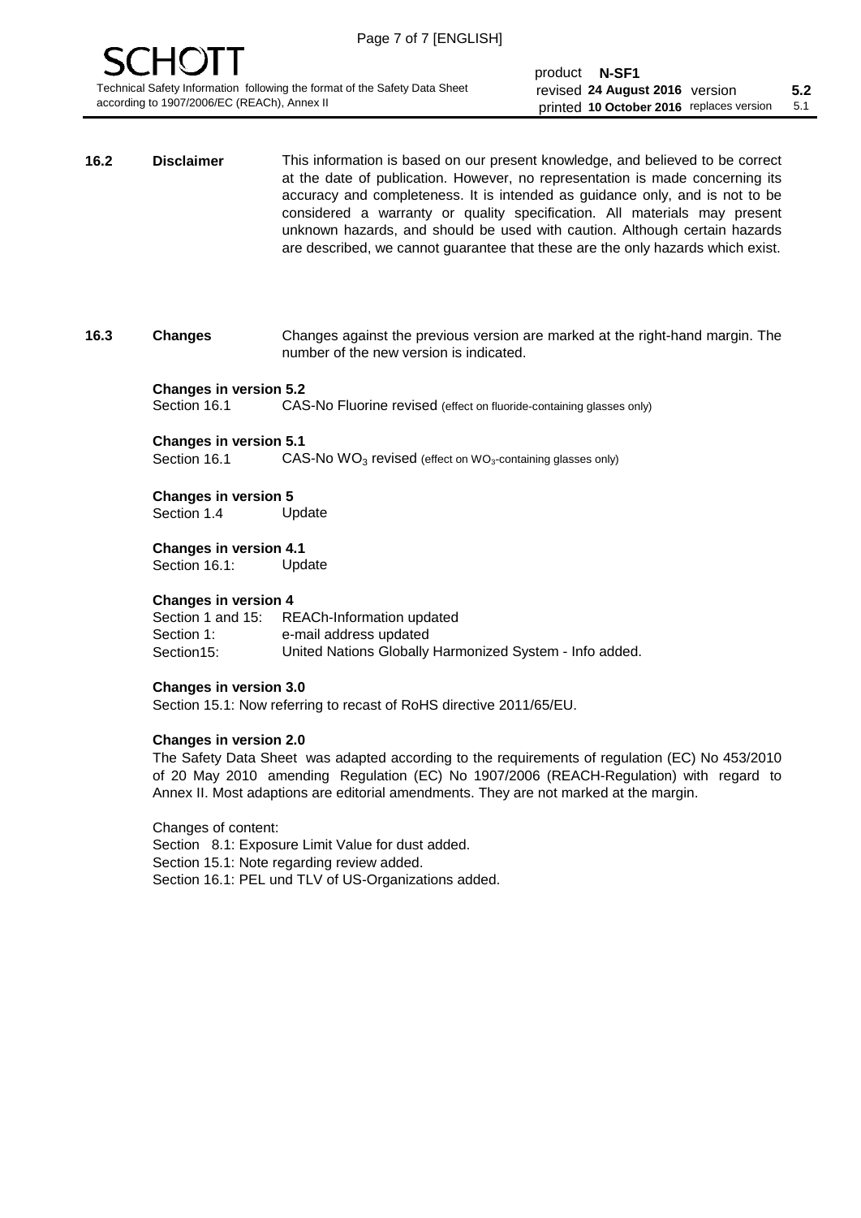## 16.2 Disclaimer

This information is based on our present knowledge, and believed to be correct at the date of publication. However, no representation is made concerning its accuracy and completeness. It is intended as guidance only, and is not to be considered a warranty or quality specification. All materials may present unknown hazards, and should be used with caution. Although certain hazards are described, we cannot guarantee that these are the only hazards which exist.

## 16.3 Changes

Changes against the previous version are marked at the right-hand margin. The number of the new version is indicated.

**Changes in version 5.2**

Section 16.1 CAS-No Fluorine revised (effect on fluoride-containing glasses only)

**Changes in version 5.1**

Section 16.1 CAS-No $WO_3$ revised (effect on $WO_3$-containing glasses only)

**Changes in version 5**

Section 1.4 Update

**Changes in version 4.1**

Section 16.1: Update

**Changes in version 4**

Section 1 and 15: REACh-Information updated
Section 1: e-mail address updated
Section15: United Nations Globally Harmonized System - Info added.

**Changes in version 3.0**

Section 15.1: Now referring to recast of RoHS directive 2011/65/EU.

**Changes in version 2.0**

The Safety Data Sheet was adapted according to the requirements of regulation (EC) No 453/2010 of 20 May 2010 amending Regulation (EC) No 1907/2006 (REACH-Regulation) with regard to Annex II. Most adaptions are editorial amendments. They are not marked at the margin.

Changes of content:
Section 8.1: Exposure Limit Value for dust added.
Section 15.1: Note regarding review added.
Section 16.1: PEL und TLV of US-Organizations added.